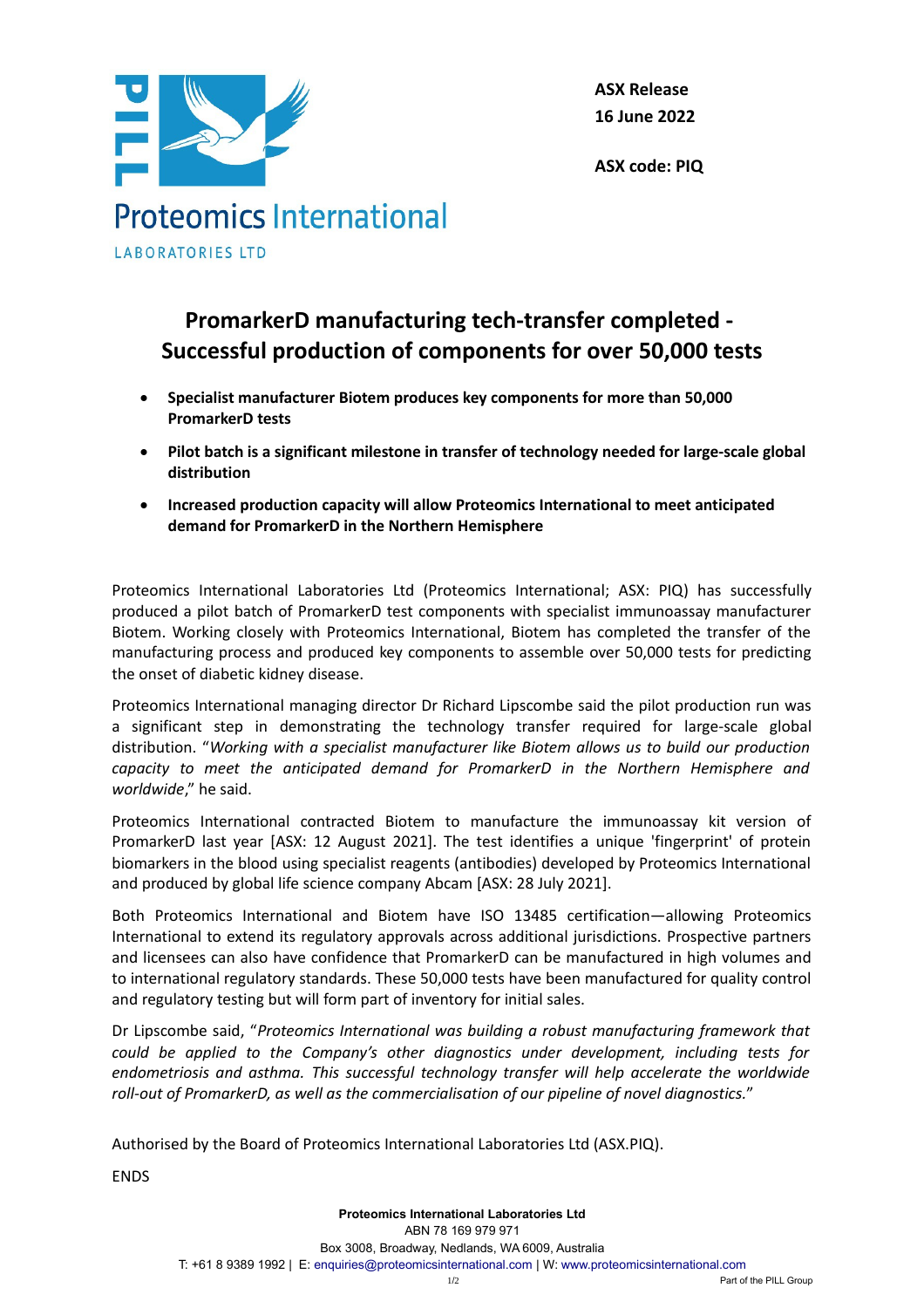Proteomics International

LABORATORIES LTD

**ASX Release**
**16 June 2022**

**ASX code: PIQ**

# PromarkerD manufacturing tech-transfer completed - Successful production of components for over 50,000 tests

- **Specialist manufacturer Biotem produces key components for more than 50,000 PromarkerD tests**
- **Pilot batch is a significant milestone in transfer of technology needed for large-scale global distribution**
- **Increased production capacity will allow Proteomics International to meet anticipated demand for PromarkerD in the Northern Hemisphere**

Proteomics International Laboratories Ltd (Proteomics International; ASX: PIQ) has successfully produced a pilot batch of PromarkerD test components with specialist immunoassay manufacturer Biotem. Working closely with Proteomics International, Biotem has completed the transfer of the manufacturing process and produced key components to assemble over 50,000 tests for predicting the onset of diabetic kidney disease.

Proteomics International managing director Dr Richard Lipscombe said the pilot production run was a significant step in demonstrating the technology transfer required for large-scale global distribution. "*Working with a specialist manufacturer like Biotem allows us to build our production capacity to meet the anticipated demand for PromarkerD in the Northern Hemisphere and worldwide*," he said.

Proteomics International contracted Biotem to manufacture the immunoassay kit version of PromarkerD last year [ASX: 12 August 2021]. The test identifies a unique 'fingerprint' of protein biomarkers in the blood using specialist reagents (antibodies) developed by Proteomics International and produced by global life science company Abcam [ASX: 28 July 2021].

Both Proteomics International and Biotem have ISO 13485 certification—allowing Proteomics International to extend its regulatory approvals across additional jurisdictions. Prospective partners and licensees can also have confidence that PromarkerD can be manufactured in high volumes and to international regulatory standards. These 50,000 tests have been manufactured for quality control and regulatory testing but will form part of inventory for initial sales.

Dr Lipscombe said, "*Proteomics International was building a robust manufacturing framework that could be applied to the Company's other diagnostics under development, including tests for endometriosis and asthma. This successful technology transfer will help accelerate the worldwide roll-out of PromarkerD, as well as the commercialisation of our pipeline of novel diagnostics.*"

Authorised by the Board of Proteomics International Laboratories Ltd (ASX.PIQ).

ENDS

**Proteomics International Laboratories Ltd**
ABN 78 169 979 971
Box 3008, Broadway, Nedlands, WA 6009, Australia
T: +61 8 9389 1992 | E: enquiries@proteomicsinternational.com | W: www.proteomicsinternational.com
Part of the PILL Group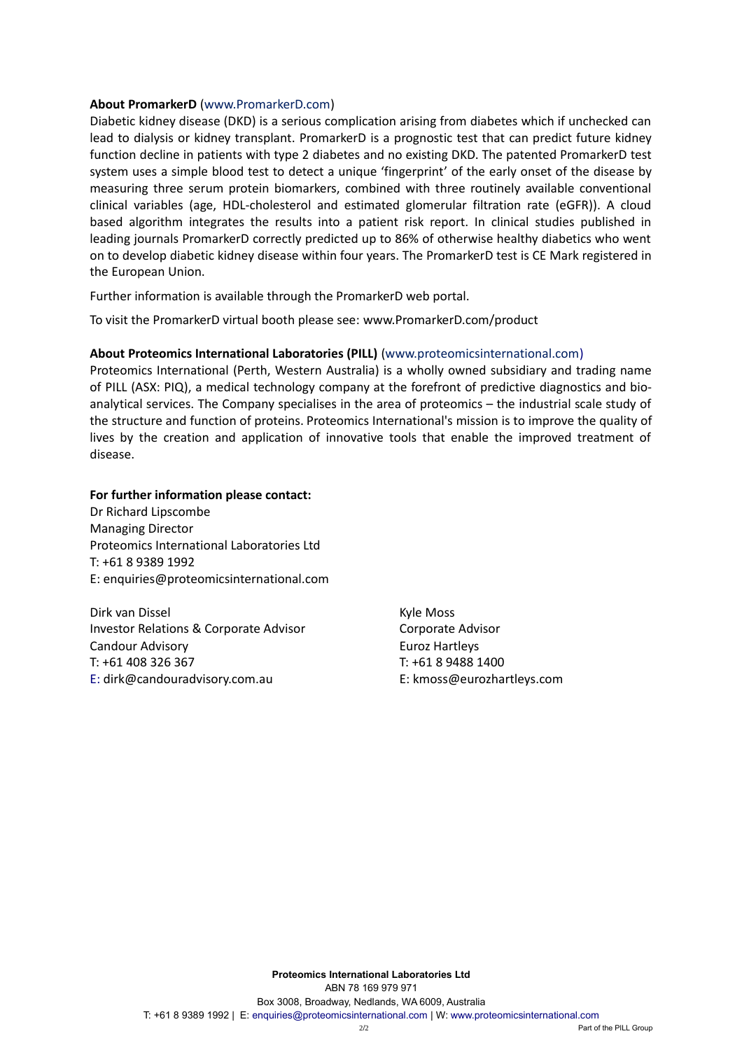**About PromarkerD** (www.PromarkerD.com)

Diabetic kidney disease (DKD) is a serious complication arising from diabetes which if unchecked can lead to dialysis or kidney transplant. PromarkerD is a prognostic test that can predict future kidney function decline in patients with type 2 diabetes and no existing DKD. The patented PromarkerD test system uses a simple blood test to detect a unique 'fingerprint' of the early onset of the disease by measuring three serum protein biomarkers, combined with three routinely available conventional clinical variables (age, HDL-cholesterol and estimated glomerular filtration rate (eGFR)). A cloud based algorithm integrates the results into a patient risk report. In clinical studies published in leading journals PromarkerD correctly predicted up to 86% of otherwise healthy diabetics who went on to develop diabetic kidney disease within four years. The PromarkerD test is CE Mark registered in the European Union.

Further information is available through the PromarkerD web portal.

To visit the PromarkerD virtual booth please see: www.PromarkerD.com/product

**About Proteomics International Laboratories (PILL)** (www.proteomicsinternational.com)

Proteomics International (Perth, Western Australia) is a wholly owned subsidiary and trading name of PILL (ASX: PIQ), a medical technology company at the forefront of predictive diagnostics and bio-analytical services. The Company specialises in the area of proteomics – the industrial scale study of the structure and function of proteins. Proteomics International's mission is to improve the quality of lives by the creation and application of innovative tools that enable the improved treatment of disease.

**For further information please contact:**

Dr Richard Lipscombe
Managing Director
Proteomics International Laboratories Ltd
T: +61 8 9389 1992
E: enquiries@proteomicsinternational.com

Dirk van Dissel
Investor Relations & Corporate Advisor
Candour Advisory
T: +61 408 326 367
E: dirk@candouradvisory.com.au

Kyle Moss
Corporate Advisor
Euroz Hartleys
T: +61 8 9488 1400
E: kmoss@eurozhartleys.com

**Proteomics International Laboratories Ltd**
ABN 78 169 979 971
Box 3008, Broadway, Nedlands, WA 6009, Australia
T: +61 8 9389 1992 | E: enquiries@proteomicsinternational.com | W: www.proteomicsinternational.com
Part of the PILL Group